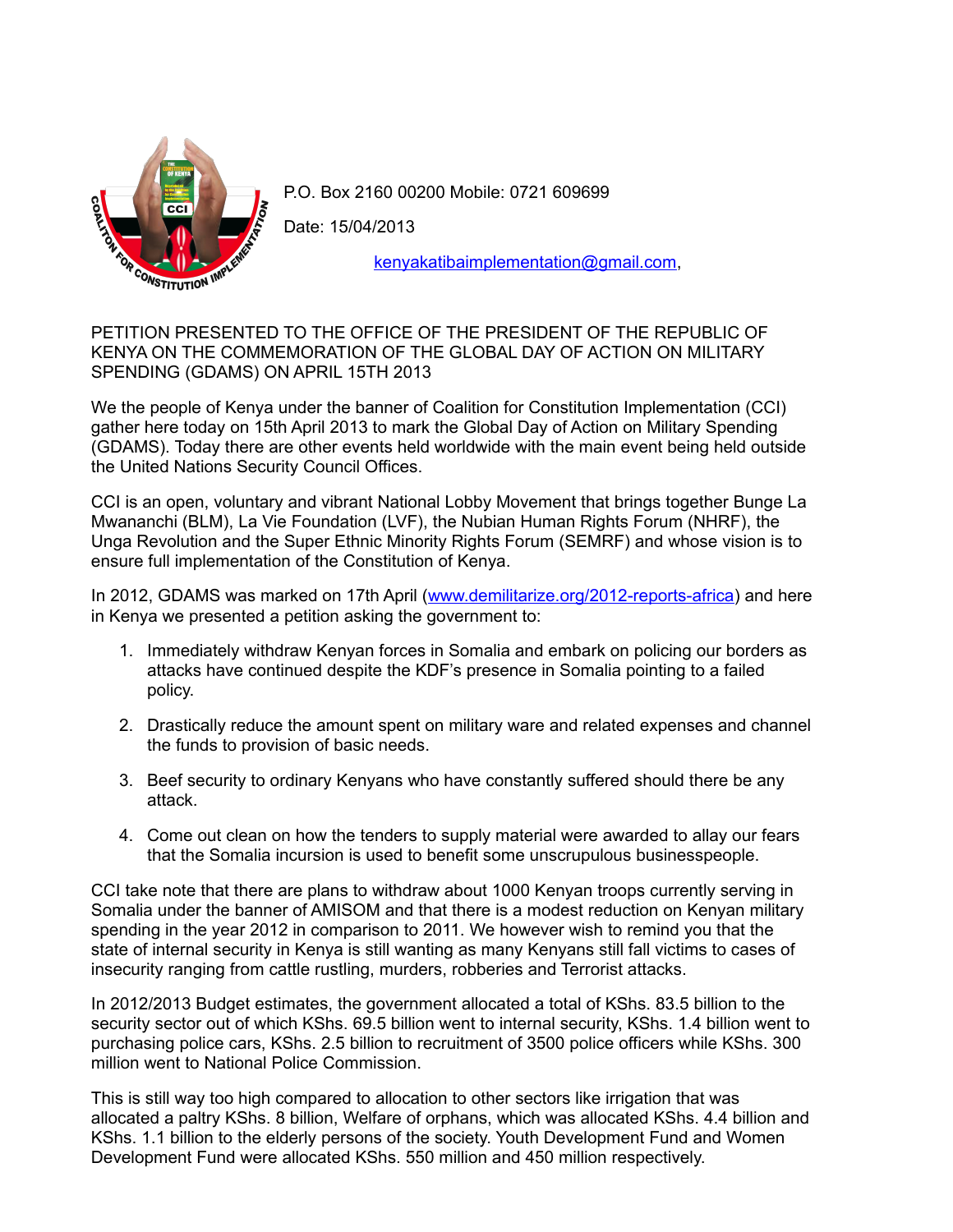P.O. Box 2160 00200 Mobile: 0721 609699

Date: 15/04/2013

kenyakatibaimplementation@gmail.com,

PETITION PRESENTED TO THE OFFICE OF THE PRESIDENT OF THE REPUBLIC OF KENYA ON THE COMMEMORATION OF THE GLOBAL DAY OF ACTION ON MILITARY SPENDING (GDAMS) ON APRIL 15TH 2013

We the people of Kenya under the banner of Coalition for Constitution Implementation (CCI) gather here today on 15th April 2013 to mark the Global Day of Action on Military Spending (GDAMS). Today there are other events held worldwide with the main event being held outside the United Nations Security Council Offices.

CCI is an open, voluntary and vibrant National Lobby Movement that brings together Bunge La Mwananchi (BLM), La Vie Foundation (LVF), the Nubian Human Rights Forum (NHRF), the Unga Revolution and the Super Ethnic Minority Rights Forum (SEMRF) and whose vision is to ensure full implementation of the Constitution of Kenya.

In 2012, GDAMS was marked on 17th April (www.demilitarize.org/2012-reports-africa) and here in Kenya we presented a petition asking the government to:

1. Immediately withdraw Kenyan forces in Somalia and embark on policing our borders as attacks have continued despite the KDF's presence in Somalia pointing to a failed policy.
2. Drastically reduce the amount spent on military ware and related expenses and channel the funds to provision of basic needs.
3. Beef security to ordinary Kenyans who have constantly suffered should there be any attack.
4. Come out clean on how the tenders to supply material were awarded to allay our fears that the Somalia incursion is used to benefit some unscrupulous businesspeople.

CCI take note that there are plans to withdraw about 1000 Kenyan troops currently serving in Somalia under the banner of AMISOM and that there is a modest reduction on Kenyan military spending in the year 2012 in comparison to 2011. We however wish to remind you that the state of internal security in Kenya is still wanting as many Kenyans still fall victims to cases of insecurity ranging from cattle rustling, murders, robberies and Terrorist attacks.

In 2012/2013 Budget estimates, the government allocated a total of KShs. 83.5 billion to the security sector out of which KShs. 69.5 billion went to internal security, KShs. 1.4 billion went to purchasing police cars, KShs. 2.5 billion to recruitment of 3500 police officers while KShs. 300 million went to National Police Commission.

This is still way too high compared to allocation to other sectors like irrigation that was allocated a paltry KShs. 8 billion, Welfare of orphans, which was allocated KShs. 4.4 billion and KShs. 1.1 billion to the elderly persons of the society. Youth Development Fund and Women Development Fund were allocated KShs. 550 million and 450 million respectively.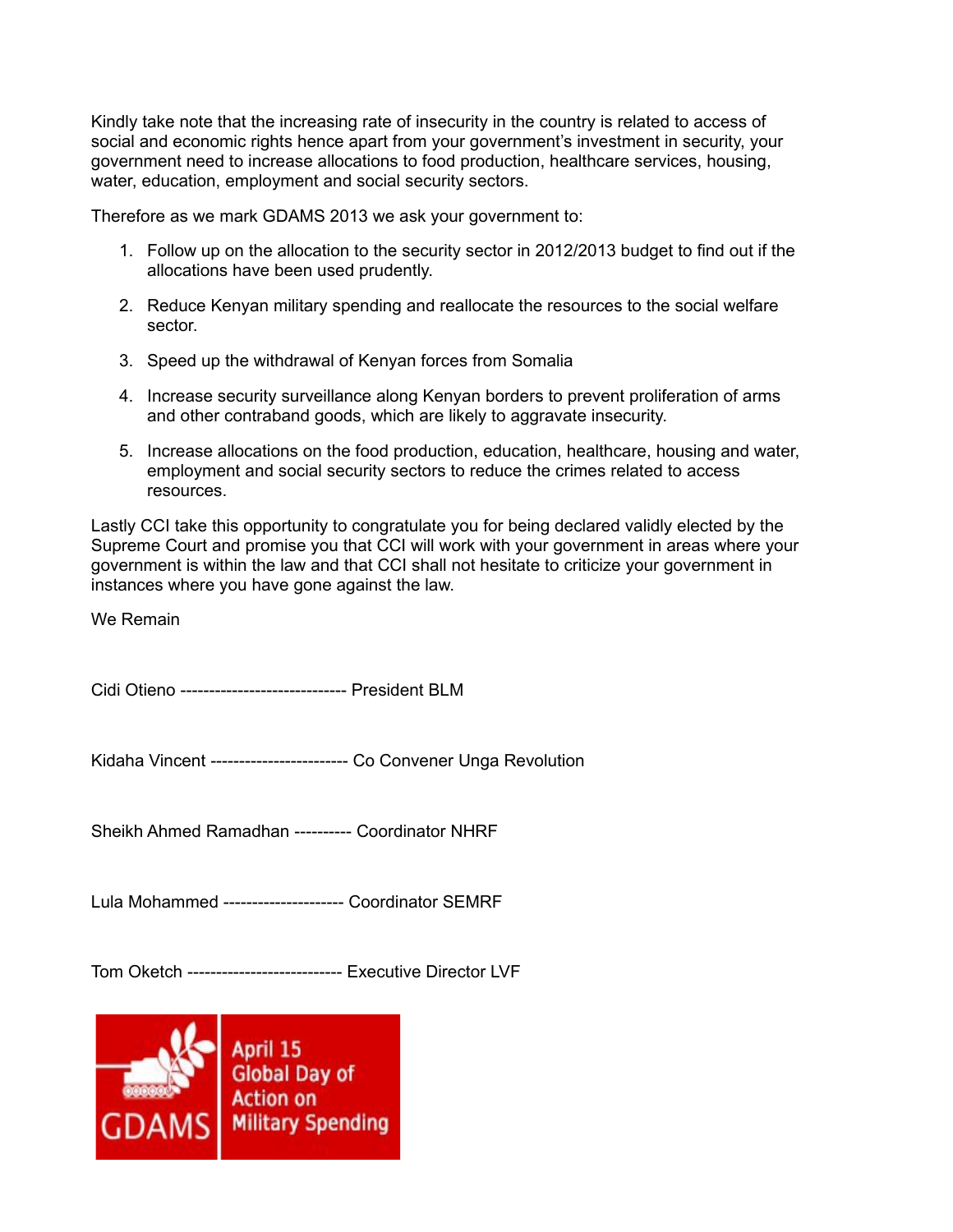Kindly take note that the increasing rate of insecurity in the country is related to access of social and economic rights hence apart from your government's investment in security, your government need to increase allocations to food production, healthcare services, housing, water, education, employment and social security sectors.

Therefore as we mark GDAMS 2013 we ask your government to:

1. Follow up on the allocation to the security sector in 2012/2013 budget to find out if the allocations have been used prudently.
2. Reduce Kenyan military spending and reallocate the resources to the social welfare sector.
3. Speed up the withdrawal of Kenyan forces from Somalia
4. Increase security surveillance along Kenyan borders to prevent proliferation of arms and other contraband goods, which are likely to aggravate insecurity.
5. Increase allocations on the food production, education, healthcare, housing and water, employment and social security sectors to reduce the crimes related to access resources.

Lastly CCI take this opportunity to congratulate you for being declared validly elected by the Supreme Court and promise you that CCI will work with your government in areas where your government is within the law and that CCI shall not hesitate to criticize your government in instances where you have gone against the law.

We Remain

Cidi Otieno ---------------------------- President BLM

Kidaha Vincent ----------------------- Co Convener Unga Revolution

Sheikh Ahmed Ramadhan ---------- Coordinator NHRF

Lula Mohammed -------------------- Coordinator SEMRF

Tom Oketch -------------------------- Executive Director LVF

GDAMS

April 15 Global Day of Action on Military Spending